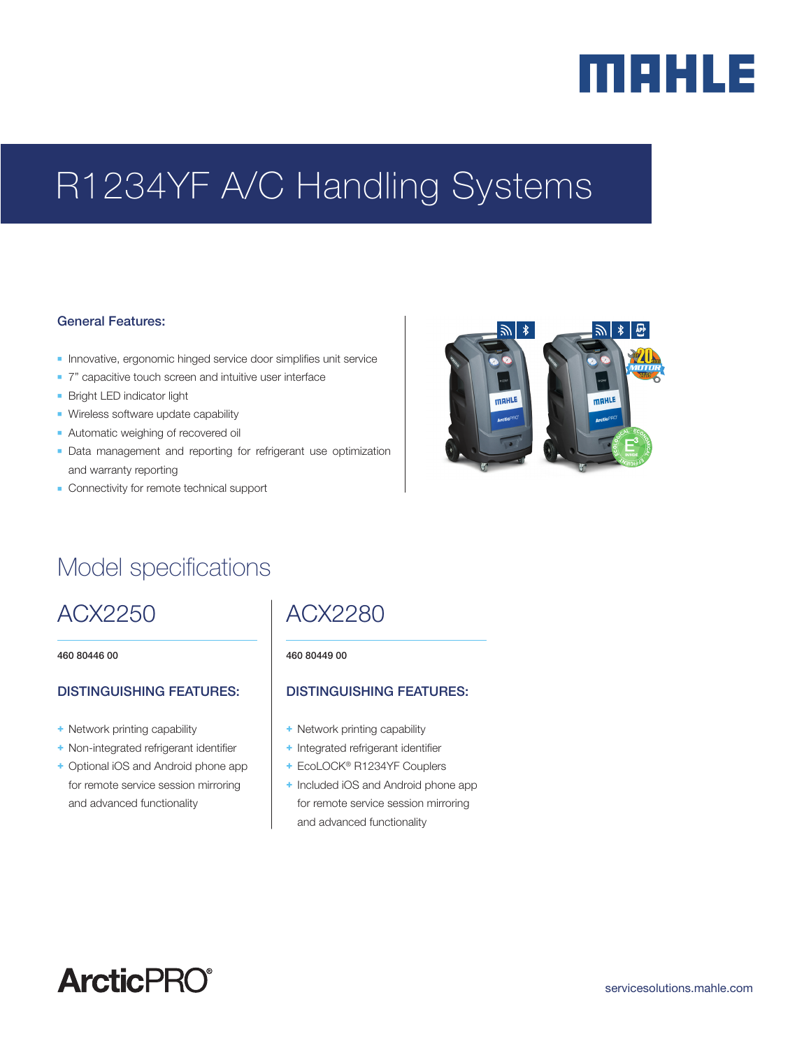# R1234YF A/C Handling Systems

### General Features:

- Innovative, ergonomic hinged service door simplifies unit service
- 7" capacitive touch screen and intuitive user interface
- Bright LED indicator light
- Wireless software update capability
- Automatic weighing of recovered oil
- Data management and reporting for refrigerant use optimization and warranty reporting
- Connectivity for remote technical support

## Model specifications

## ACX2250

460 80446 00

### DISTINGUISHING FEATURES:

+ Network printing capability
+ Non-integrated refrigerant identifier
+ Optional iOS and Android phone app for remote service session mirroring and advanced functionality

## ACX2280

460 80449 00

### DISTINGUISHING FEATURES:

+ Network printing capability
+ Integrated refrigerant identifier
+ EcoLOCK® R1234YF Couplers
+ Included iOS and Android phone app for remote service session mirroring and advanced functionality

ArcticPRO®

servicesolutions.mahle.com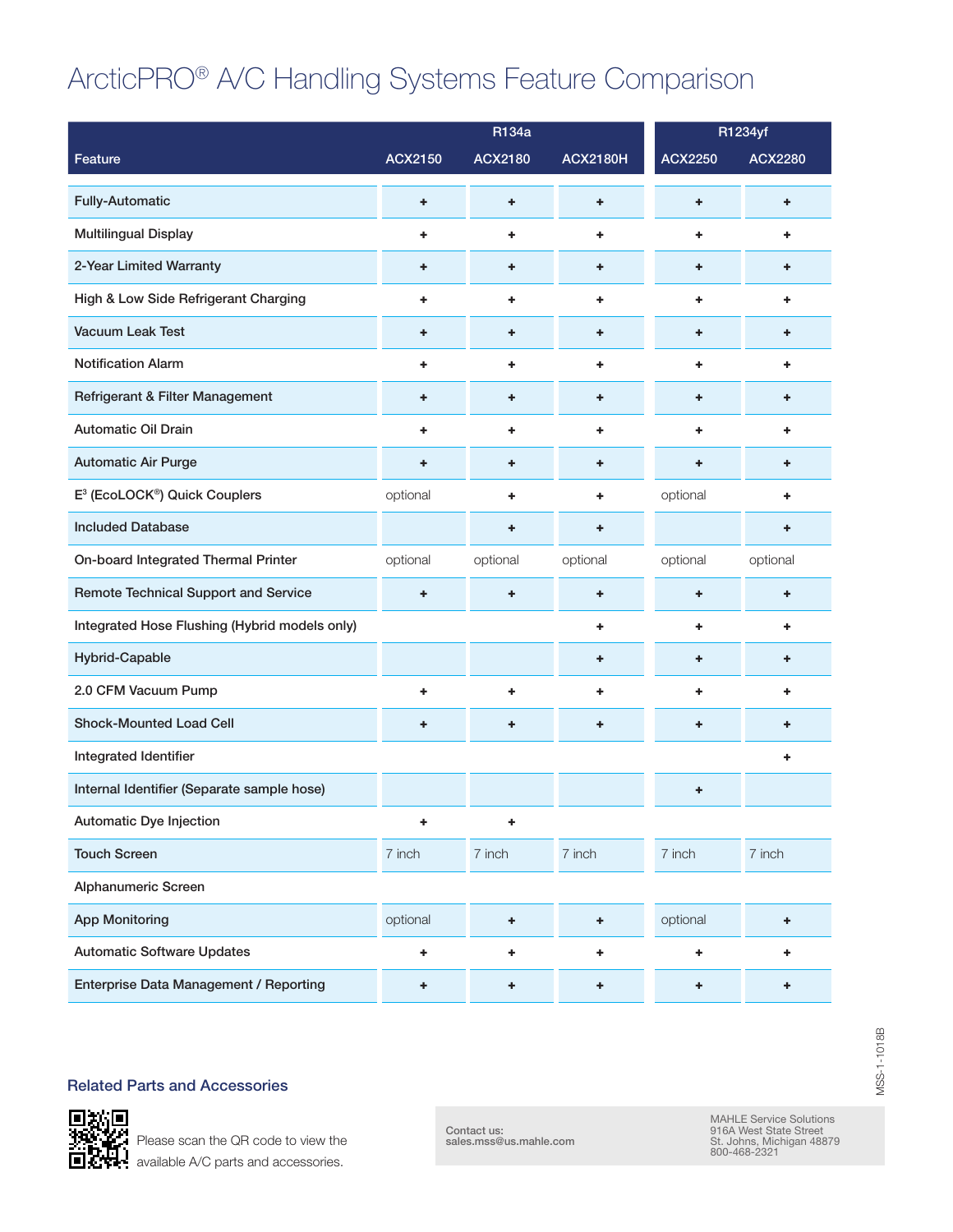# ArcticPRO® A/C Handling Systems Feature Comparison

| Feature | R134a | | | R1234yf | |
|---|---|---|---|---|---|
| | ACX2150 | ACX2180 | ACX2180H | ACX2250 | ACX2280 |
| Fully-Automatic | + | + | + | + | + |
| Multilingual Display | + | + | + | + | + |
| 2-Year Limited Warranty | + | + | + | + | + |
| High & Low Side Refrigerant Charging | + | + | + | + | + |
| Vacuum Leak Test | + | + | + | + | + |
| Notification Alarm | + | + | + | + | + |
| Refrigerant & Filter Management | + | + | + | + | + |
| Automatic Oil Drain | + | + | + | + | + |
| Automatic Air Purge | + | + | + | + | + |
| $E^3$ (EcoLOCK®) Quick Couplers | optional | + | + | optional | + |
| Included Database | | + | + | | + |
| On-board Integrated Thermal Printer | optional | optional | optional | optional | optional |
| Remote Technical Support and Service | + | + | + | + | + |
| Integrated Hose Flushing (Hybrid models only) | | | + | + | + |
| Hybrid-Capable | | | + | + | + |
| 2.0 CFM Vacuum Pump | + | + | + | + | + |
| Shock-Mounted Load Cell | + | + | + | + | + |
| Integrated Identifier | | | | | + |
| Internal Identifier (Separate sample hose) | | | | + | |
| Automatic Dye Injection | + | + | | | |
| Touch Screen | 7 inch | 7 inch | 7 inch | 7 inch | 7 inch |
| Alphanumeric Screen | | | | | |
| App Monitoring | optional | + | + | optional | + |
| Automatic Software Updates | + | + | + | + | + |
| Enterprise Data Management / Reporting | + | + | + | + | + |

MSS-1-1018B

## Related Parts and Accessories

Please scan the QR code to view the available A/C parts and accessories.

Contact us:
sales.mss@us.mahle.com

MAHLE Service Solutions
916A West State Street
St. Johns, Michigan 48879
800-468-2321